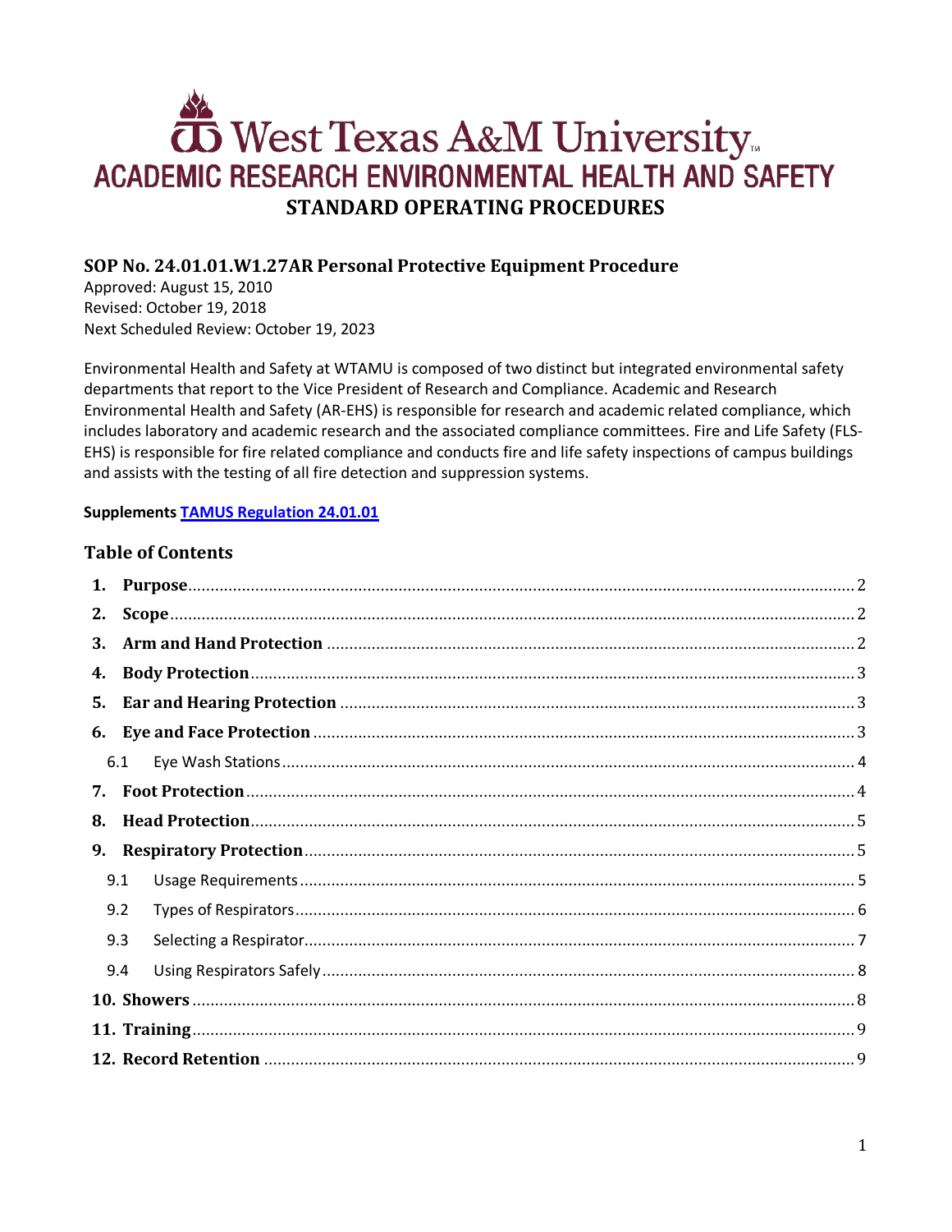# West Texas A&M University

## ACADEMIC RESEARCH ENVIRONMENTAL HEALTH AND SAFETY

## STANDARD OPERATING PROCEDURES

### SOP No. 24.01.01.W1.27AR Personal Protective Equipment Procedure

Approved: August 15, 2010
Revised: October 19, 2018
Next Scheduled Review: October 19, 2023

Environmental Health and Safety at WTAMU is composed of two distinct but integrated environmental safety departments that report to the Vice President of Research and Compliance. Academic and Research Environmental Health and Safety (AR-EHS) is responsible for research and academic related compliance, which includes laboratory and academic research and the associated compliance committees. Fire and Life Safety (FLS-EHS) is responsible for fire related compliance and conducts fire and life safety inspections of campus buildings and assists with the testing of all fire detection and suppression systems.

**Supplements [TAMUS Regulation 24.01.01]**

### Table of Contents

1. **Purpose** .......... 2
2. **Scope** .......... 2
3. **Arm and Hand Protection** .......... 2
4. **Body Protection** .......... 3
5. **Ear and Hearing Protection** .......... 3
6. **Eye and Face Protection** .......... 3
   - 6.1 Eye Wash Stations .......... 4
7. **Foot Protection** .......... 4
8. **Head Protection** .......... 5
9. **Respiratory Protection** .......... 5
   - 9.1 Usage Requirements .......... 5
   - 9.2 Types of Respirators .......... 6
   - 9.3 Selecting a Respirator .......... 7
   - 9.4 Using Respirators Safely .......... 8
10. **Showers** .......... 8
11. **Training** .......... 9
12. **Record Retention** .......... 9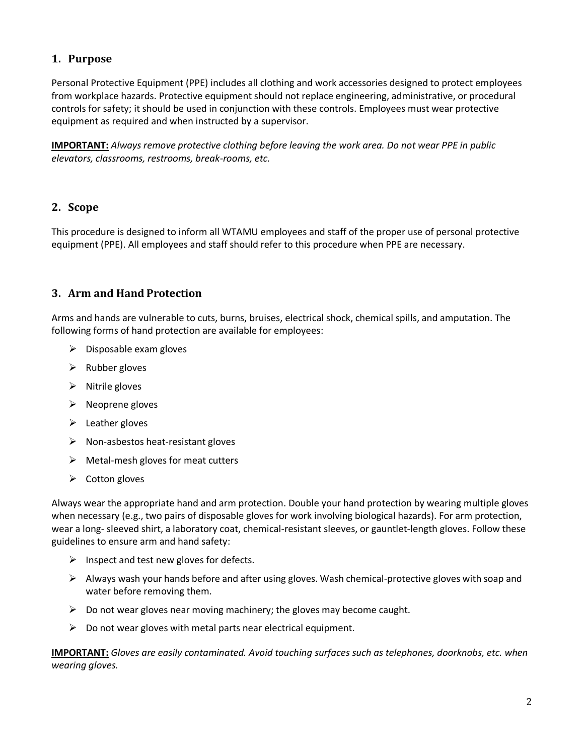## 1. Purpose

Personal Protective Equipment (PPE) includes all clothing and work accessories designed to protect employees from workplace hazards. Protective equipment should not replace engineering, administrative, or procedural controls for safety; it should be used in conjunction with these controls. Employees must wear protective equipment as required and when instructed by a supervisor.

**IMPORTANT:** *Always remove protective clothing before leaving the work area. Do not wear PPE in public elevators, classrooms, restrooms, break-rooms, etc.*

## 2. Scope

This procedure is designed to inform all WTAMU employees and staff of the proper use of personal protective equipment (PPE). All employees and staff should refer to this procedure when PPE are necessary.

## 3. Arm and Hand Protection

Arms and hands are vulnerable to cuts, burns, bruises, electrical shock, chemical spills, and amputation. The following forms of hand protection are available for employees:

- Disposable exam gloves
- Rubber gloves
- Nitrile gloves
- Neoprene gloves
- Leather gloves
- Non-asbestos heat-resistant gloves
- Metal-mesh gloves for meat cutters
- Cotton gloves

Always wear the appropriate hand and arm protection. Double your hand protection by wearing multiple gloves when necessary (e.g., two pairs of disposable gloves for work involving biological hazards). For arm protection, wear a long- sleeved shirt, a laboratory coat, chemical-resistant sleeves, or gauntlet-length gloves. Follow these guidelines to ensure arm and hand safety:

- Inspect and test new gloves for defects.
- Always wash your hands before and after using gloves. Wash chemical-protective gloves with soap and water before removing them.
- Do not wear gloves near moving machinery; the gloves may become caught.
- Do not wear gloves with metal parts near electrical equipment.

**IMPORTANT:** *Gloves are easily contaminated. Avoid touching surfaces such as telephones, doorknobs, etc. when wearing gloves.*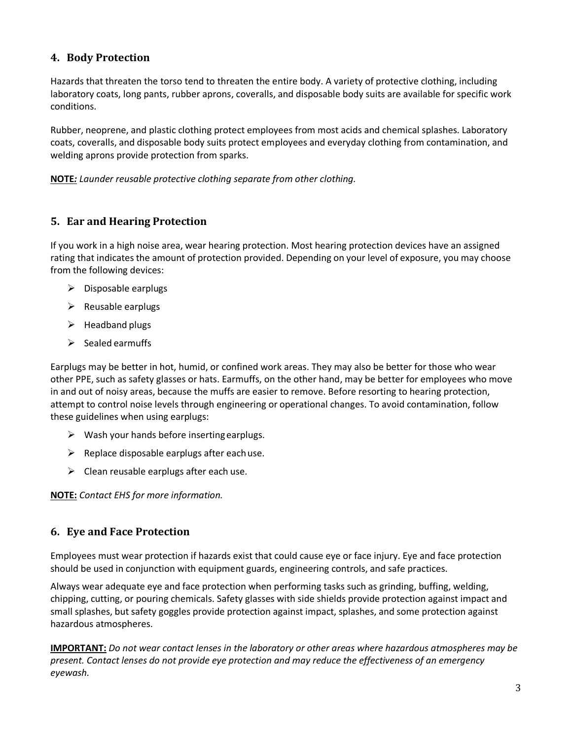## 4. Body Protection

Hazards that threaten the torso tend to threaten the entire body. A variety of protective clothing, including laboratory coats, long pants, rubber aprons, coveralls, and disposable body suits are available for specific work conditions.

Rubber, neoprene, and plastic clothing protect employees from most acids and chemical splashes. Laboratory coats, coveralls, and disposable body suits protect employees and everyday clothing from contamination, and welding aprons provide protection from sparks.

**NOTE:** *Launder reusable protective clothing separate from other clothing.*

## 5. Ear and Hearing Protection

If you work in a high noise area, wear hearing protection. Most hearing protection devices have an assigned rating that indicates the amount of protection provided. Depending on your level of exposure, you may choose from the following devices:

- Disposable earplugs
- Reusable earplugs
- Headband plugs
- Sealed earmuffs

Earplugs may be better in hot, humid, or confined work areas. They may also be better for those who wear other PPE, such as safety glasses or hats. Earmuffs, on the other hand, may be better for employees who move in and out of noisy areas, because the muffs are easier to remove. Before resorting to hearing protection, attempt to control noise levels through engineering or operational changes. To avoid contamination, follow these guidelines when using earplugs:

- Wash your hands before inserting earplugs.
- Replace disposable earplugs after each use.
- Clean reusable earplugs after each use.

**NOTE:** *Contact EHS for more information.*

## 6. Eye and Face Protection

Employees must wear protection if hazards exist that could cause eye or face injury. Eye and face protection should be used in conjunction with equipment guards, engineering controls, and safe practices.

Always wear adequate eye and face protection when performing tasks such as grinding, buffing, welding, chipping, cutting, or pouring chemicals. Safety glasses with side shields provide protection against impact and small splashes, but safety goggles provide protection against impact, splashes, and some protection against hazardous atmospheres.

**IMPORTANT:** *Do not wear contact lenses in the laboratory or other areas where hazardous atmospheres may be present. Contact lenses do not provide eye protection and may reduce the effectiveness of an emergency eyewash.*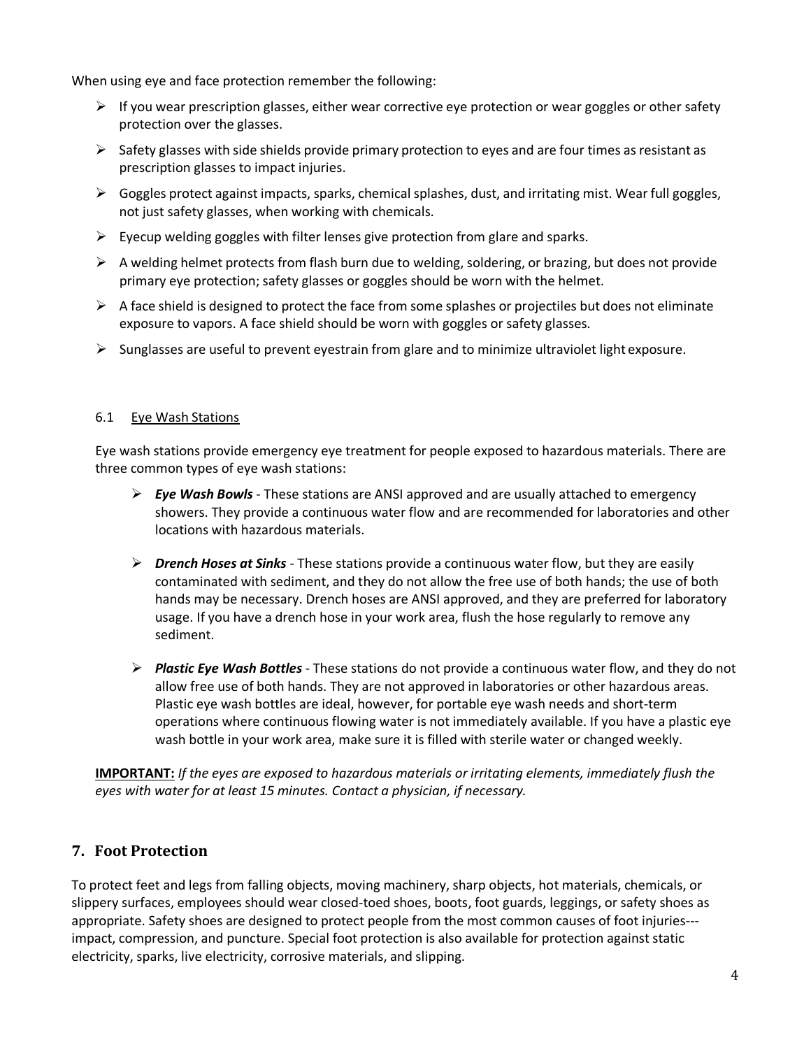When using eye and face protection remember the following:

- If you wear prescription glasses, either wear corrective eye protection or wear goggles or other safety protection over the glasses.
- Safety glasses with side shields provide primary protection to eyes and are four times as resistant as prescription glasses to impact injuries.
- Goggles protect against impacts, sparks, chemical splashes, dust, and irritating mist. Wear full goggles, not just safety glasses, when working with chemicals.
- Eyecup welding goggles with filter lenses give protection from glare and sparks.
- A welding helmet protects from flash burn due to welding, soldering, or brazing, but does not provide primary eye protection; safety glasses or goggles should be worn with the helmet.
- A face shield is designed to protect the face from some splashes or projectiles but does not eliminate exposure to vapors. A face shield should be worn with goggles or safety glasses.
- Sunglasses are useful to prevent eyestrain from glare and to minimize ultraviolet light exposure.

### 6.1 Eye Wash Stations

Eye wash stations provide emergency eye treatment for people exposed to hazardous materials. There are three common types of eye wash stations:

- ***Eye Wash Bowls*** - These stations are ANSI approved and are usually attached to emergency showers. They provide a continuous water flow and are recommended for laboratories and other locations with hazardous materials.
- ***Drench Hoses at Sinks*** - These stations provide a continuous water flow, but they are easily contaminated with sediment, and they do not allow the free use of both hands; the use of both hands may be necessary. Drench hoses are ANSI approved, and they are preferred for laboratory usage. If you have a drench hose in your work area, flush the hose regularly to remove any sediment.
- ***Plastic Eye Wash Bottles*** - These stations do not provide a continuous water flow, and they do not allow free use of both hands. They are not approved in laboratories or other hazardous areas. Plastic eye wash bottles are ideal, however, for portable eye wash needs and short-term operations where continuous flowing water is not immediately available. If you have a plastic eye wash bottle in your work area, make sure it is filled with sterile water or changed weekly.

**IMPORTANT:** *If the eyes are exposed to hazardous materials or irritating elements, immediately flush the eyes with water for at least 15 minutes. Contact a physician, if necessary.*

## 7. Foot Protection

To protect feet and legs from falling objects, moving machinery, sharp objects, hot materials, chemicals, or slippery surfaces, employees should wear closed-toed shoes, boots, foot guards, leggings, or safety shoes as appropriate. Safety shoes are designed to protect people from the most common causes of foot injuries---impact, compression, and puncture. Special foot protection is also available for protection against static electricity, sparks, live electricity, corrosive materials, and slipping.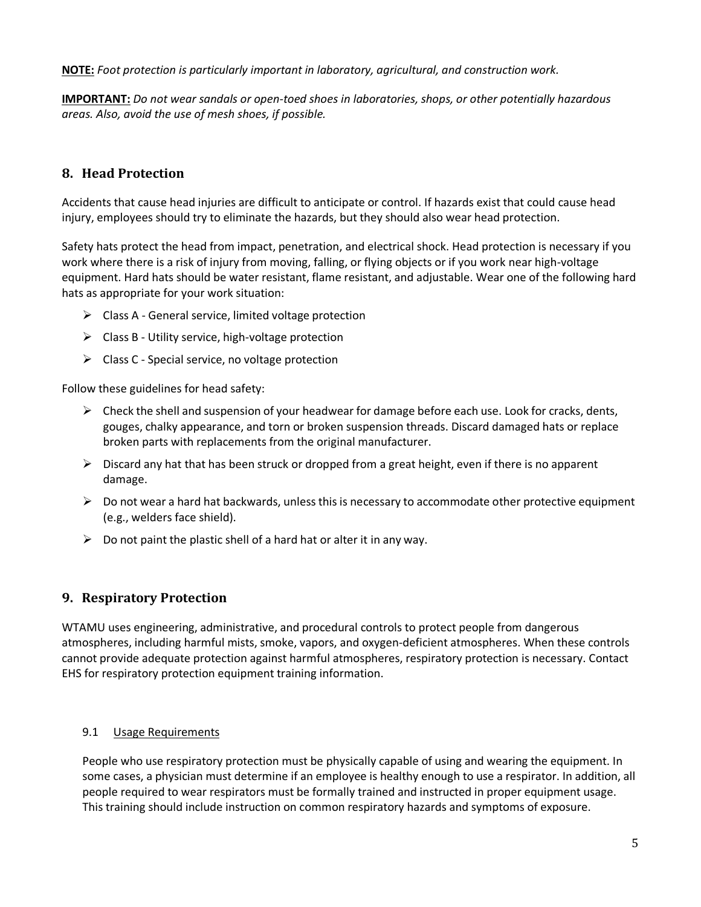**NOTE:** *Foot protection is particularly important in laboratory, agricultural, and construction work.*

**IMPORTANT:** *Do not wear sandals or open-toed shoes in laboratories, shops, or other potentially hazardous areas. Also, avoid the use of mesh shoes, if possible.*

## 8. Head Protection

Accidents that cause head injuries are difficult to anticipate or control. If hazards exist that could cause head injury, employees should try to eliminate the hazards, but they should also wear head protection.

Safety hats protect the head from impact, penetration, and electrical shock. Head protection is necessary if you work where there is a risk of injury from moving, falling, or flying objects or if you work near high-voltage equipment. Hard hats should be water resistant, flame resistant, and adjustable. Wear one of the following hard hats as appropriate for your work situation:

- Class A - General service, limited voltage protection
- Class B - Utility service, high-voltage protection
- Class C - Special service, no voltage protection

Follow these guidelines for head safety:

- Check the shell and suspension of your headwear for damage before each use. Look for cracks, dents, gouges, chalky appearance, and torn or broken suspension threads. Discard damaged hats or replace broken parts with replacements from the original manufacturer.
- Discard any hat that has been struck or dropped from a great height, even if there is no apparent damage.
- Do not wear a hard hat backwards, unless this is necessary to accommodate other protective equipment (e.g., welders face shield).
- Do not paint the plastic shell of a hard hat or alter it in any way.

## 9. Respiratory Protection

WTAMU uses engineering, administrative, and procedural controls to protect people from dangerous atmospheres, including harmful mists, smoke, vapors, and oxygen-deficient atmospheres. When these controls cannot provide adequate protection against harmful atmospheres, respiratory protection is necessary. Contact EHS for respiratory protection equipment training information.

### 9.1 Usage Requirements

People who use respiratory protection must be physically capable of using and wearing the equipment. In some cases, a physician must determine if an employee is healthy enough to use a respirator. In addition, all people required to wear respirators must be formally trained and instructed in proper equipment usage. This training should include instruction on common respiratory hazards and symptoms of exposure.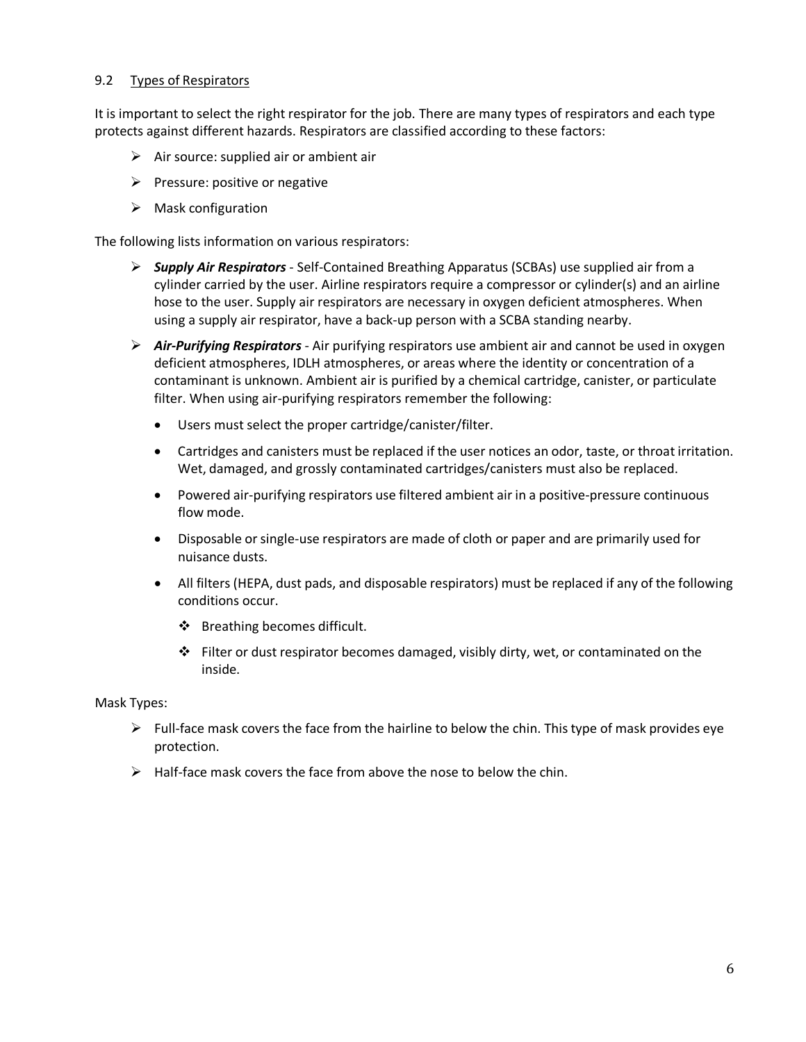## 9.2 Types of Respirators

It is important to select the right respirator for the job. There are many types of respirators and each type protects against different hazards. Respirators are classified according to these factors:

- Air source: supplied air or ambient air
- Pressure: positive or negative
- Mask configuration

The following lists information on various respirators:

- ***Supply Air Respirators*** - Self-Contained Breathing Apparatus (SCBAs) use supplied air from a cylinder carried by the user. Airline respirators require a compressor or cylinder(s) and an airline hose to the user. Supply air respirators are necessary in oxygen deficient atmospheres. When using a supply air respirator, have a back-up person with a SCBA standing nearby.
- ***Air-Purifying Respirators*** - Air purifying respirators use ambient air and cannot be used in oxygen deficient atmospheres, IDLH atmospheres, or areas where the identity or concentration of a contaminant is unknown. Ambient air is purified by a chemical cartridge, canister, or particulate filter. When using air-purifying respirators remember the following:
  - Users must select the proper cartridge/canister/filter.
  - Cartridges and canisters must be replaced if the user notices an odor, taste, or throat irritation. Wet, damaged, and grossly contaminated cartridges/canisters must also be replaced.
  - Powered air-purifying respirators use filtered ambient air in a positive-pressure continuous flow mode.
  - Disposable or single-use respirators are made of cloth or paper and are primarily used for nuisance dusts.
  - All filters (HEPA, dust pads, and disposable respirators) must be replaced if any of the following conditions occur.
    - Breathing becomes difficult.
    - Filter or dust respirator becomes damaged, visibly dirty, wet, or contaminated on the inside.

Mask Types:

- Full-face mask covers the face from the hairline to below the chin. This type of mask provides eye protection.
- Half-face mask covers the face from above the nose to below the chin.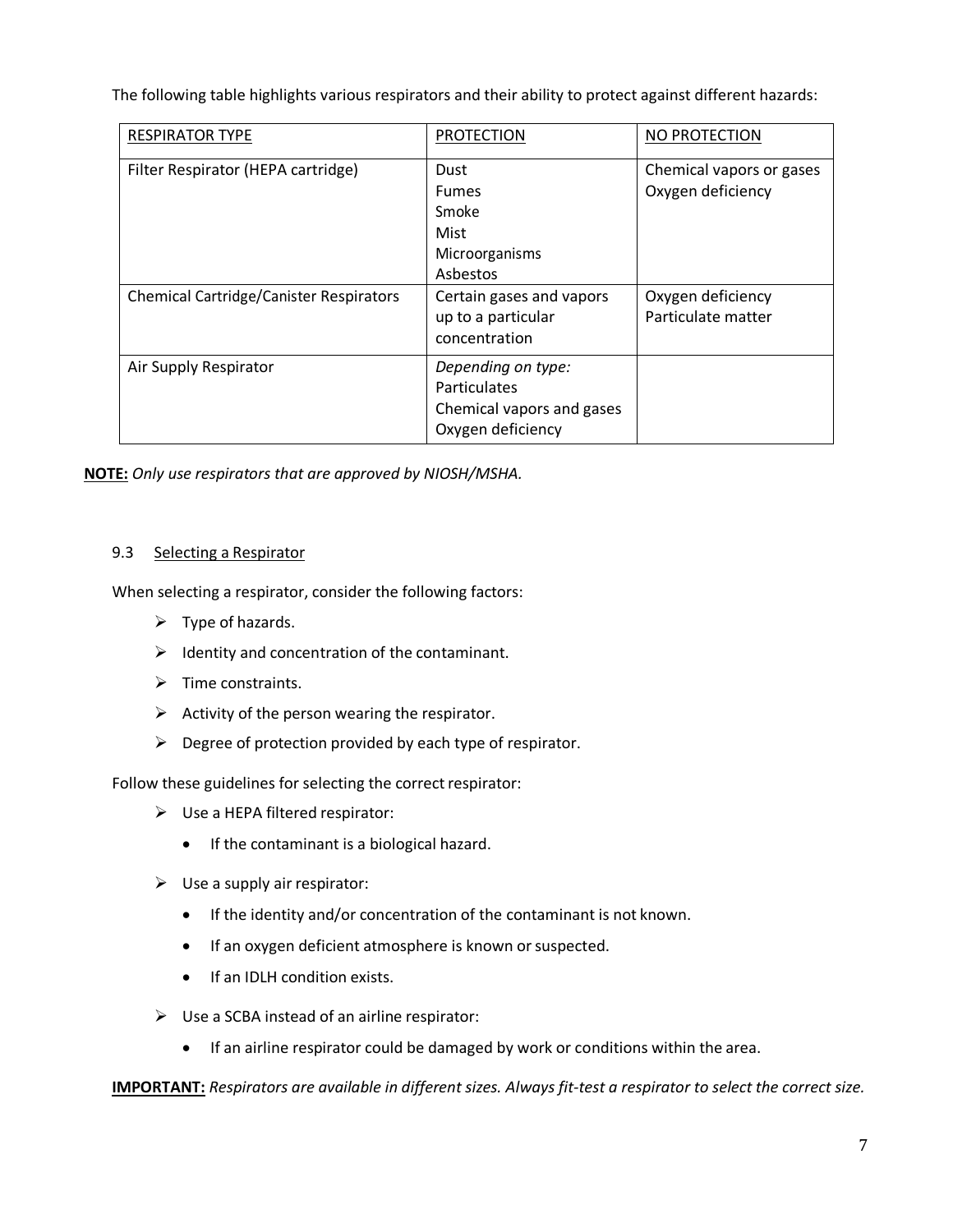The following table highlights various respirators and their ability to protect against different hazards:

| RESPIRATOR TYPE | PROTECTION | NO PROTECTION |
|---|---|---|
| Filter Respirator (HEPA cartridge) | Dust<br>Fumes<br>Smoke<br>Mist<br>Microorganisms<br>Asbestos | Chemical vapors or gases<br>Oxygen deficiency |
| Chemical Cartridge/Canister Respirators | Certain gases and vapors up to a particular concentration | Oxygen deficiency<br>Particulate matter |
| Air Supply Respirator | *Depending on type:*<br>Particulates<br>Chemical vapors and gases<br>Oxygen deficiency | |

**NOTE:** *Only use respirators that are approved by NIOSH/MSHA.*

### 9.3 Selecting a Respirator

When selecting a respirator, consider the following factors:

- Type of hazards.
- Identity and concentration of the contaminant.
- Time constraints.
- Activity of the person wearing the respirator.
- Degree of protection provided by each type of respirator.

Follow these guidelines for selecting the correct respirator:

- Use a HEPA filtered respirator:
  - If the contaminant is a biological hazard.
- Use a supply air respirator:
  - If the identity and/or concentration of the contaminant is not known.
  - If an oxygen deficient atmosphere is known or suspected.
  - If an IDLH condition exists.
- Use a SCBA instead of an airline respirator:
  - If an airline respirator could be damaged by work or conditions within the area.

**IMPORTANT:** *Respirators are available in different sizes. Always fit-test a respirator to select the correct size.*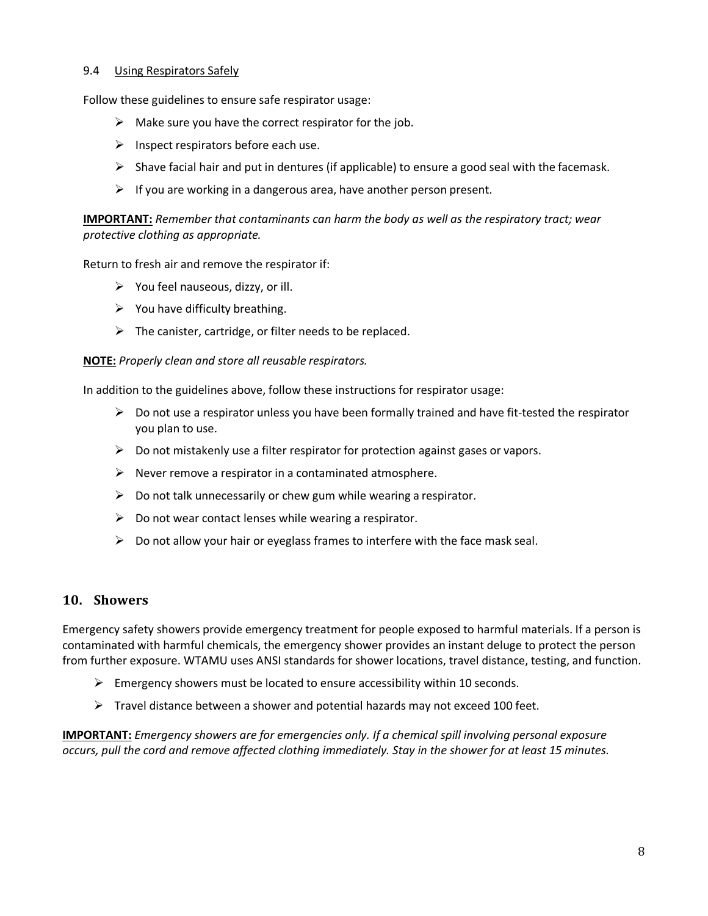### 9.4 Using Respirators Safely

Follow these guidelines to ensure safe respirator usage:

- Make sure you have the correct respirator for the job.
- Inspect respirators before each use.
- Shave facial hair and put in dentures (if applicable) to ensure a good seal with the facemask.
- If you are working in a dangerous area, have another person present.

**IMPORTANT:** *Remember that contaminants can harm the body as well as the respiratory tract; wear protective clothing as appropriate.*

Return to fresh air and remove the respirator if:

- You feel nauseous, dizzy, or ill.
- You have difficulty breathing.
- The canister, cartridge, or filter needs to be replaced.

**NOTE:** *Properly clean and store all reusable respirators.*

In addition to the guidelines above, follow these instructions for respirator usage:

- Do not use a respirator unless you have been formally trained and have fit-tested the respirator you plan to use.
- Do not mistakenly use a filter respirator for protection against gases or vapors.
- Never remove a respirator in a contaminated atmosphere.
- Do not talk unnecessarily or chew gum while wearing a respirator.
- Do not wear contact lenses while wearing a respirator.
- Do not allow your hair or eyeglass frames to interfere with the face mask seal.

## 10. Showers

Emergency safety showers provide emergency treatment for people exposed to harmful materials. If a person is contaminated with harmful chemicals, the emergency shower provides an instant deluge to protect the person from further exposure. WTAMU uses ANSI standards for shower locations, travel distance, testing, and function.

- Emergency showers must be located to ensure accessibility within 10 seconds.
- Travel distance between a shower and potential hazards may not exceed 100 feet.

**IMPORTANT:** *Emergency showers are for emergencies only. If a chemical spill involving personal exposure occurs, pull the cord and remove affected clothing immediately. Stay in the shower for at least 15 minutes.*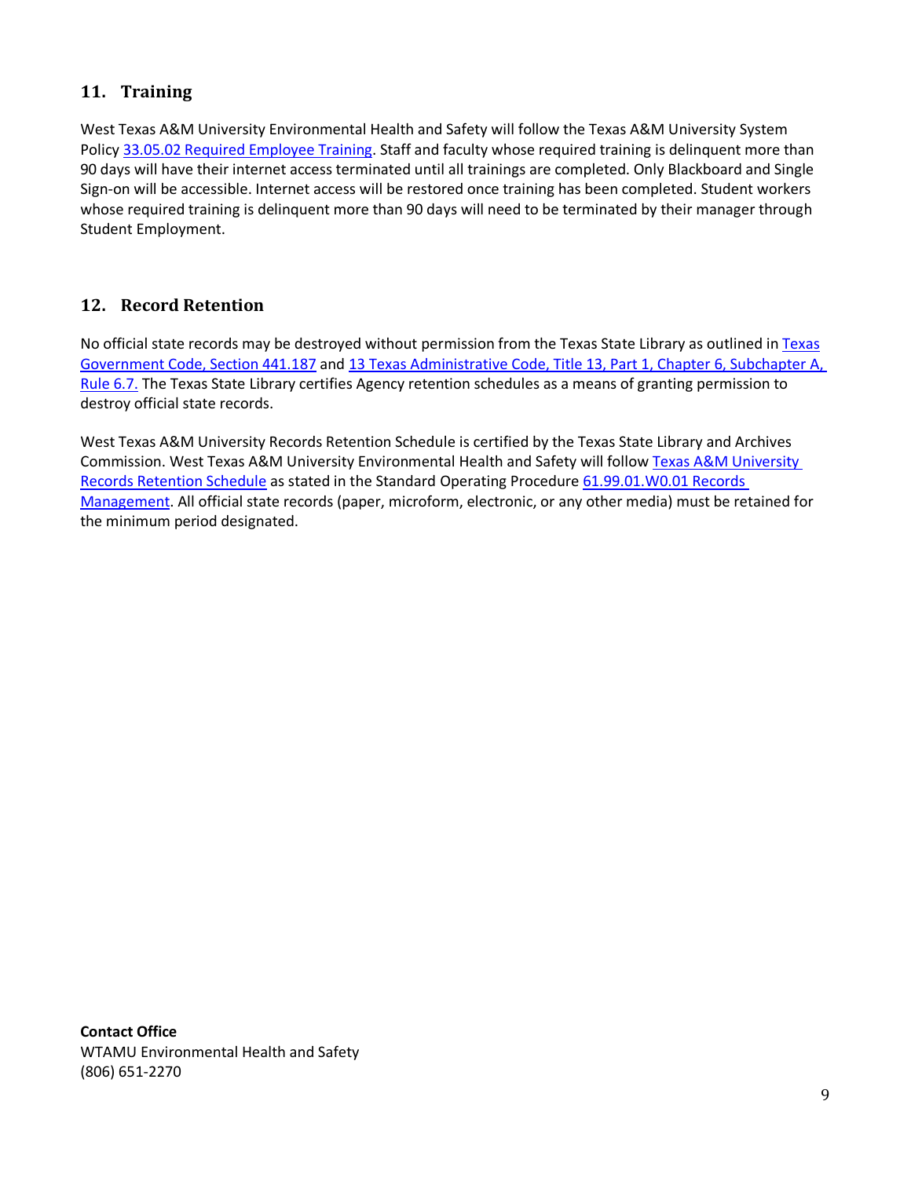## 11. Training

West Texas A&M University Environmental Health and Safety will follow the Texas A&M University System Policy [33.05.02 Required Employee Training](). Staff and faculty whose required training is delinquent more than 90 days will have their internet access terminated until all trainings are completed. Only Blackboard and Single Sign-on will be accessible. Internet access will be restored once training has been completed. Student workers whose required training is delinquent more than 90 days will need to be terminated by their manager through Student Employment.

## 12. Record Retention

No official state records may be destroyed without permission from the Texas State Library as outlined in [Texas Government Code, Section 441.187]() and [13 Texas Administrative Code, Title 13, Part 1, Chapter 6, Subchapter A, Rule 6.7.]() The Texas State Library certifies Agency retention schedules as a means of granting permission to destroy official state records.

West Texas A&M University Records Retention Schedule is certified by the Texas State Library and Archives Commission. West Texas A&M University Environmental Health and Safety will follow [Texas A&M University Records Retention Schedule]() as stated in the Standard Operating Procedure [61.99.01.W0.01 Records Management](). All official state records (paper, microform, electronic, or any other media) must be retained for the minimum period designated.

**Contact Office**
WTAMU Environmental Health and Safety
(806) 651-2270